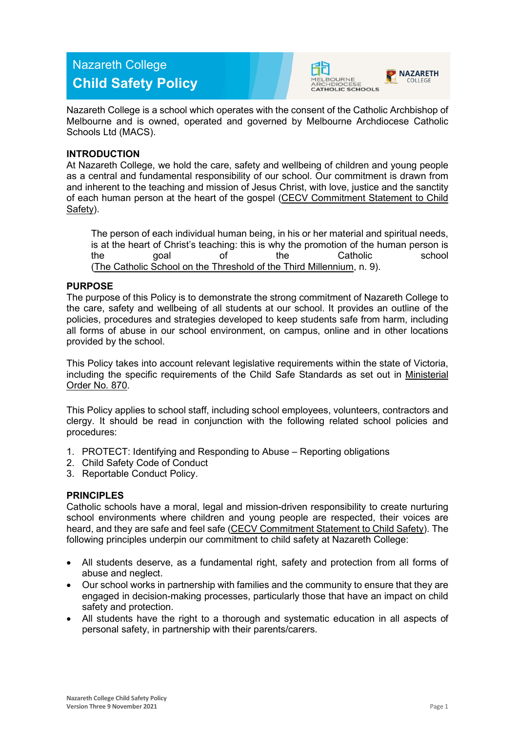# Nazareth College

## Child Safety Policy

Nazareth College is a school which operates with the consent of the Catholic Archbishop of Melbourne and is owned, operated and governed by Melbourne Archdiocese Catholic Schools Ltd (MACS).

### INTRODUCTION

At Nazareth College, we hold the care, safety and wellbeing of children and young people as a central and fundamental responsibility of our school. Our commitment is drawn from and inherent to the teaching and mission of Jesus Christ, with love, justice and the sanctity of each human person at the heart of the gospel (CECV Commitment Statement to Child Safety).

> The person of each individual human being, in his or her material and spiritual needs, is at the heart of Christ's teaching: this is why the promotion of the human person is the goal of the Catholic school (The Catholic School on the Threshold of the Third Millennium, n. 9).

### PURPOSE

The purpose of this Policy is to demonstrate the strong commitment of Nazareth College to the care, safety and wellbeing of all students at our school. It provides an outline of the policies, procedures and strategies developed to keep students safe from harm, including all forms of abuse in our school environment, on campus, online and in other locations provided by the school.

This Policy takes into account relevant legislative requirements within the state of Victoria, including the specific requirements of the Child Safe Standards as set out in Ministerial Order No. 870.

This Policy applies to school staff, including school employees, volunteers, contractors and clergy. It should be read in conjunction with the following related school policies and procedures:

1. PROTECT: Identifying and Responding to Abuse – Reporting obligations
2. Child Safety Code of Conduct
3. Reportable Conduct Policy.

### PRINCIPLES

Catholic schools have a moral, legal and mission-driven responsibility to create nurturing school environments where children and young people are respected, their voices are heard, and they are safe and feel safe (CECV Commitment Statement to Child Safety). The following principles underpin our commitment to child safety at Nazareth College:

- All students deserve, as a fundamental right, safety and protection from all forms of abuse and neglect.
- Our school works in partnership with families and the community to ensure that they are engaged in decision-making processes, particularly those that have an impact on child safety and protection.
- All students have the right to a thorough and systematic education in all aspects of personal safety, in partnership with their parents/carers.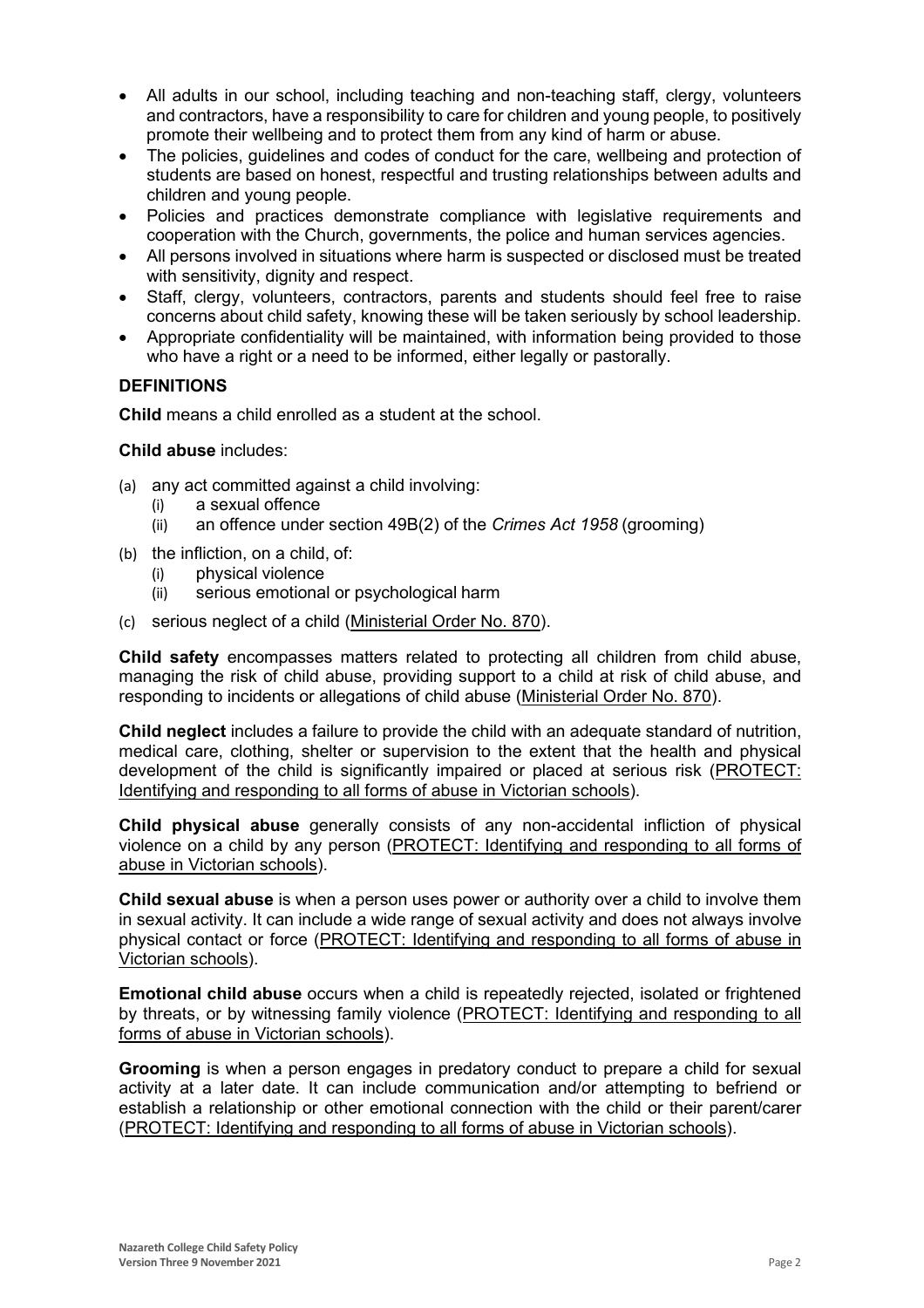- All adults in our school, including teaching and non-teaching staff, clergy, volunteers and contractors, have a responsibility to care for children and young people, to positively promote their wellbeing and to protect them from any kind of harm or abuse.
- The policies, guidelines and codes of conduct for the care, wellbeing and protection of students are based on honest, respectful and trusting relationships between adults and children and young people.
- Policies and practices demonstrate compliance with legislative requirements and cooperation with the Church, governments, the police and human services agencies.
- All persons involved in situations where harm is suspected or disclosed must be treated with sensitivity, dignity and respect.
- Staff, clergy, volunteers, contractors, parents and students should feel free to raise concerns about child safety, knowing these will be taken seriously by school leadership.
- Appropriate confidentiality will be maintained, with information being provided to those who have a right or a need to be informed, either legally or pastorally.

### DEFINITIONS

**Child** means a child enrolled as a student at the school.

**Child abuse** includes:

(a) any act committed against a child involving:
  (i) a sexual offence
  (ii) an offence under section 49B(2) of the *Crimes Act 1958* (grooming)

(b) the infliction, on a child, of:
  (i) physical violence
  (ii) serious emotional or psychological harm

(c) serious neglect of a child (Ministerial Order No. 870).

**Child safety** encompasses matters related to protecting all children from child abuse, managing the risk of child abuse, providing support to a child at risk of child abuse, and responding to incidents or allegations of child abuse (Ministerial Order No. 870).

**Child neglect** includes a failure to provide the child with an adequate standard of nutrition, medical care, clothing, shelter or supervision to the extent that the health and physical development of the child is significantly impaired or placed at serious risk (PROTECT: Identifying and responding to all forms of abuse in Victorian schools).

**Child physical abuse** generally consists of any non-accidental infliction of physical violence on a child by any person (PROTECT: Identifying and responding to all forms of abuse in Victorian schools).

**Child sexual abuse** is when a person uses power or authority over a child to involve them in sexual activity. It can include a wide range of sexual activity and does not always involve physical contact or force (PROTECT: Identifying and responding to all forms of abuse in Victorian schools).

**Emotional child abuse** occurs when a child is repeatedly rejected, isolated or frightened by threats, or by witnessing family violence (PROTECT: Identifying and responding to all forms of abuse in Victorian schools).

**Grooming** is when a person engages in predatory conduct to prepare a child for sexual activity at a later date. It can include communication and/or attempting to befriend or establish a relationship or other emotional connection with the child or their parent/carer (PROTECT: Identifying and responding to all forms of abuse in Victorian schools).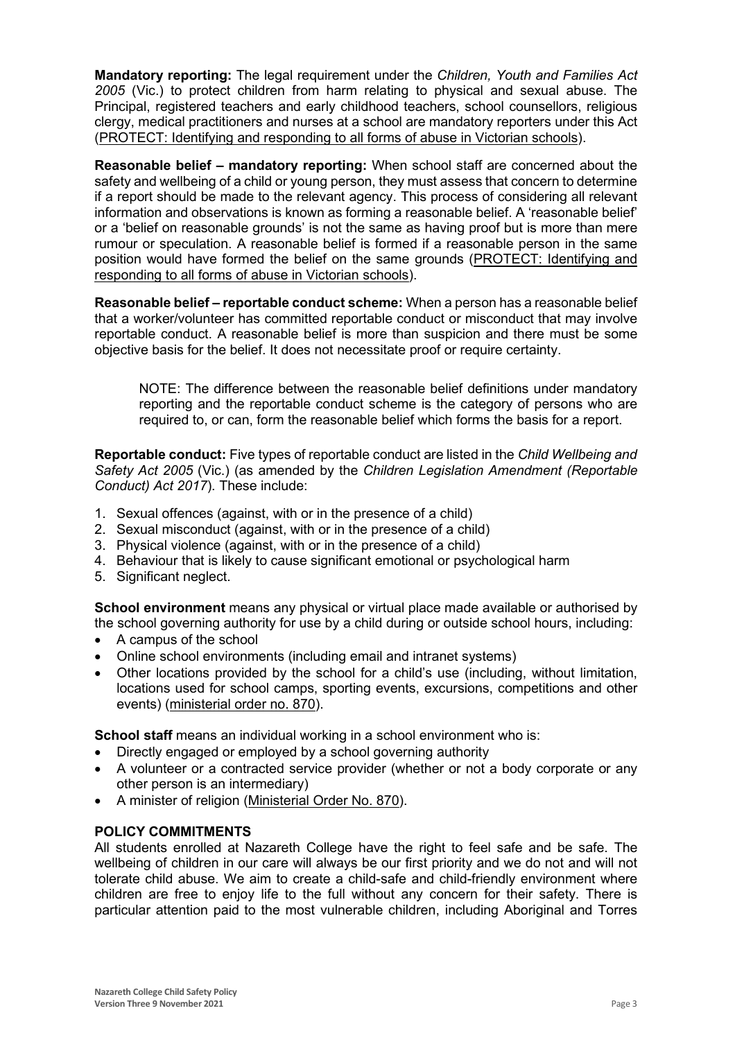**Mandatory reporting:** The legal requirement under the *Children, Youth and Families Act 2005* (Vic.) to protect children from harm relating to physical and sexual abuse. The Principal, registered teachers and early childhood teachers, school counsellors, religious clergy, medical practitioners and nurses at a school are mandatory reporters under this Act (PROTECT: Identifying and responding to all forms of abuse in Victorian schools).

**Reasonable belief – mandatory reporting:** When school staff are concerned about the safety and wellbeing of a child or young person, they must assess that concern to determine if a report should be made to the relevant agency. This process of considering all relevant information and observations is known as forming a reasonable belief. A 'reasonable belief' or a 'belief on reasonable grounds' is not the same as having proof but is more than mere rumour or speculation. A reasonable belief is formed if a reasonable person in the same position would have formed the belief on the same grounds (PROTECT: Identifying and responding to all forms of abuse in Victorian schools).

**Reasonable belief – reportable conduct scheme:** When a person has a reasonable belief that a worker/volunteer has committed reportable conduct or misconduct that may involve reportable conduct. A reasonable belief is more than suspicion and there must be some objective basis for the belief. It does not necessitate proof or require certainty.

> NOTE: The difference between the reasonable belief definitions under mandatory reporting and the reportable conduct scheme is the category of persons who are required to, or can, form the reasonable belief which forms the basis for a report.

**Reportable conduct:** Five types of reportable conduct are listed in the *Child Wellbeing and Safety Act 2005* (Vic.) (as amended by the *Children Legislation Amendment (Reportable Conduct) Act 2017*). These include:

1. Sexual offences (against, with or in the presence of a child)
2. Sexual misconduct (against, with or in the presence of a child)
3. Physical violence (against, with or in the presence of a child)
4. Behaviour that is likely to cause significant emotional or psychological harm
5. Significant neglect.

**School environment** means any physical or virtual place made available or authorised by the school governing authority for use by a child during or outside school hours, including:

- A campus of the school
- Online school environments (including email and intranet systems)
- Other locations provided by the school for a child's use (including, without limitation, locations used for school camps, sporting events, excursions, competitions and other events) (ministerial order no. 870).

**School staff** means an individual working in a school environment who is:

- Directly engaged or employed by a school governing authority
- A volunteer or a contracted service provider (whether or not a body corporate or any other person is an intermediary)
- A minister of religion (Ministerial Order No. 870).

## POLICY COMMITMENTS

All students enrolled at Nazareth College have the right to feel safe and be safe. The wellbeing of children in our care will always be our first priority and we do not and will not tolerate child abuse. We aim to create a child-safe and child-friendly environment where children are free to enjoy life to the full without any concern for their safety. There is particular attention paid to the most vulnerable children, including Aboriginal and Torres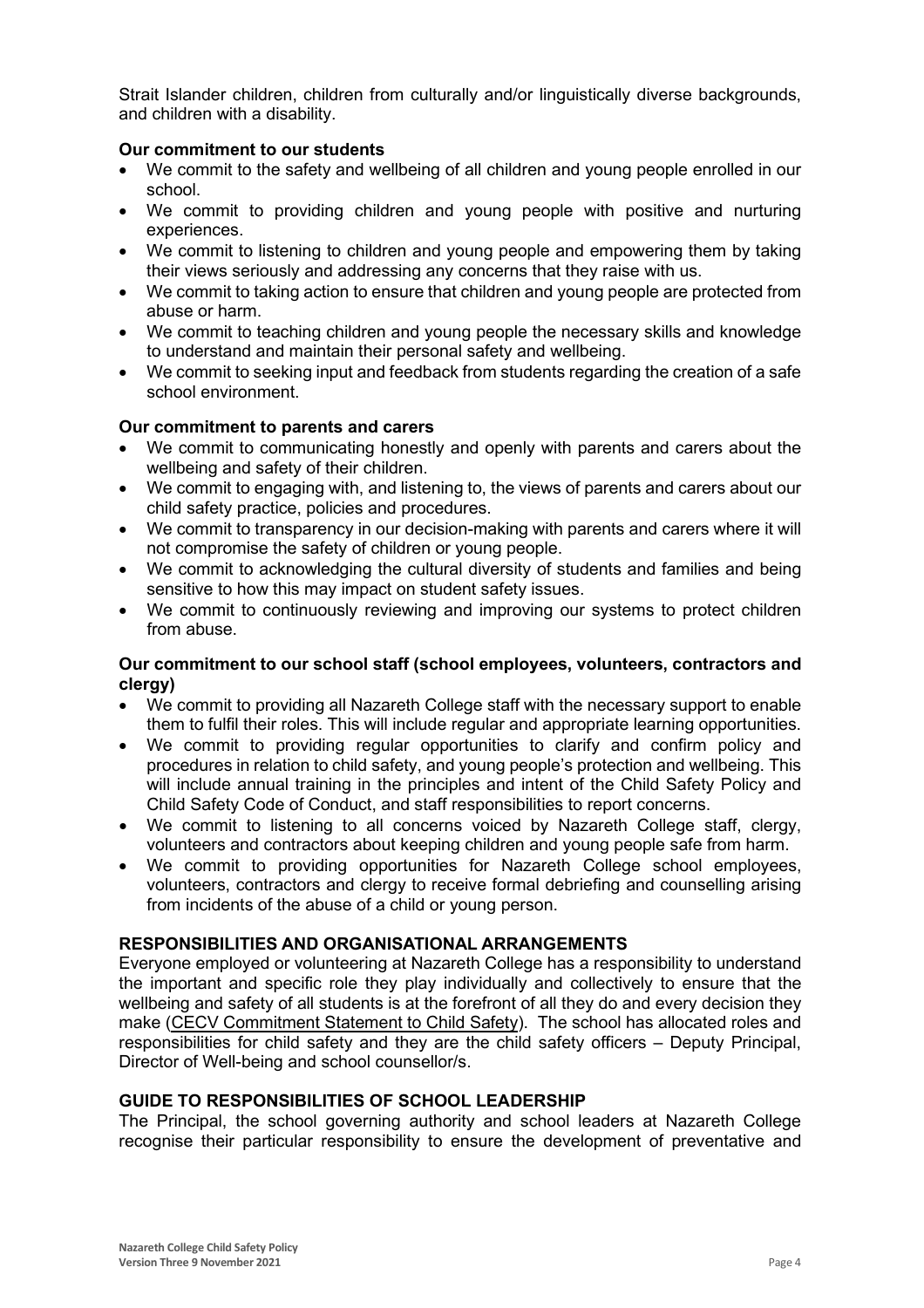Strait Islander children, children from culturally and/or linguistically diverse backgrounds, and children with a disability.

### Our commitment to our students

- We commit to the safety and wellbeing of all children and young people enrolled in our school.
- We commit to providing children and young people with positive and nurturing experiences.
- We commit to listening to children and young people and empowering them by taking their views seriously and addressing any concerns that they raise with us.
- We commit to taking action to ensure that children and young people are protected from abuse or harm.
- We commit to teaching children and young people the necessary skills and knowledge to understand and maintain their personal safety and wellbeing.
- We commit to seeking input and feedback from students regarding the creation of a safe school environment.

### Our commitment to parents and carers

- We commit to communicating honestly and openly with parents and carers about the wellbeing and safety of their children.
- We commit to engaging with, and listening to, the views of parents and carers about our child safety practice, policies and procedures.
- We commit to transparency in our decision-making with parents and carers where it will not compromise the safety of children or young people.
- We commit to acknowledging the cultural diversity of students and families and being sensitive to how this may impact on student safety issues.
- We commit to continuously reviewing and improving our systems to protect children from abuse.

### Our commitment to our school staff (school employees, volunteers, contractors and clergy)

- We commit to providing all Nazareth College staff with the necessary support to enable them to fulfil their roles. This will include regular and appropriate learning opportunities.
- We commit to providing regular opportunities to clarify and confirm policy and procedures in relation to child safety, and young people's protection and wellbeing. This will include annual training in the principles and intent of the Child Safety Policy and Child Safety Code of Conduct, and staff responsibilities to report concerns.
- We commit to listening to all concerns voiced by Nazareth College staff, clergy, volunteers and contractors about keeping children and young people safe from harm.
- We commit to providing opportunities for Nazareth College school employees, volunteers, contractors and clergy to receive formal debriefing and counselling arising from incidents of the abuse of a child or young person.

## RESPONSIBILITIES AND ORGANISATIONAL ARRANGEMENTS

Everyone employed or volunteering at Nazareth College has a responsibility to understand the important and specific role they play individually and collectively to ensure that the wellbeing and safety of all students is at the forefront of all they do and every decision they make (CECV Commitment Statement to Child Safety). The school has allocated roles and responsibilities for child safety and they are the child safety officers – Deputy Principal, Director of Well-being and school counsellor/s.

## GUIDE TO RESPONSIBILITIES OF SCHOOL LEADERSHIP

The Principal, the school governing authority and school leaders at Nazareth College recognise their particular responsibility to ensure the development of preventative and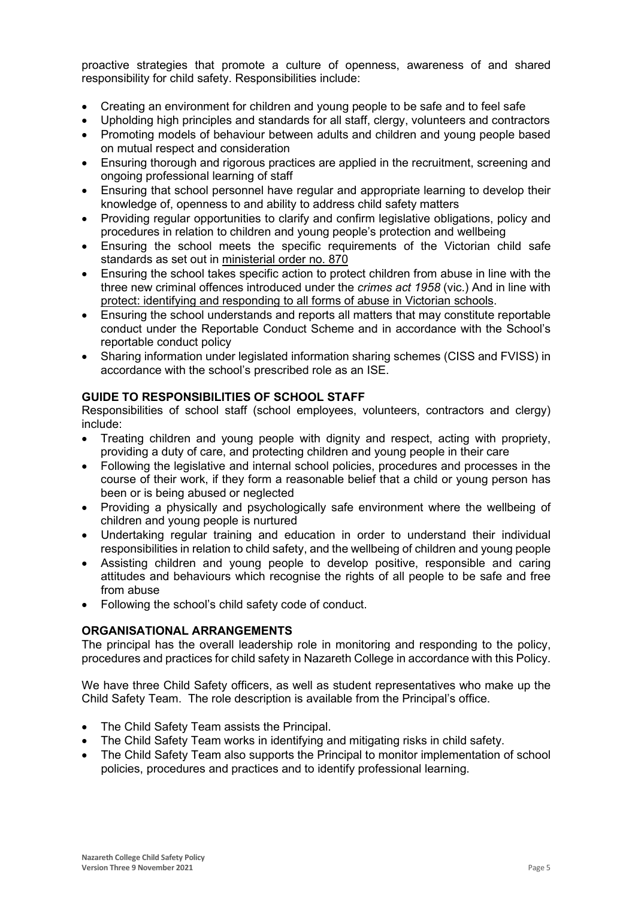proactive strategies that promote a culture of openness, awareness of and shared responsibility for child safety. Responsibilities include:

- Creating an environment for children and young people to be safe and to feel safe
- Upholding high principles and standards for all staff, clergy, volunteers and contractors
- Promoting models of behaviour between adults and children and young people based on mutual respect and consideration
- Ensuring thorough and rigorous practices are applied in the recruitment, screening and ongoing professional learning of staff
- Ensuring that school personnel have regular and appropriate learning to develop their knowledge of, openness to and ability to address child safety matters
- Providing regular opportunities to clarify and confirm legislative obligations, policy and procedures in relation to children and young people's protection and wellbeing
- Ensuring the school meets the specific requirements of the Victorian child safe standards as set out in ministerial order no. 870
- Ensuring the school takes specific action to protect children from abuse in line with the three new criminal offences introduced under the *crimes act 1958* (vic.) And in line with protect: identifying and responding to all forms of abuse in Victorian schools.
- Ensuring the school understands and reports all matters that may constitute reportable conduct under the Reportable Conduct Scheme and in accordance with the School's reportable conduct policy
- Sharing information under legislated information sharing schemes (CISS and FVISS) in accordance with the school's prescribed role as an ISE.

**GUIDE TO RESPONSIBILITIES OF SCHOOL STAFF**

Responsibilities of school staff (school employees, volunteers, contractors and clergy) include:

- Treating children and young people with dignity and respect, acting with propriety, providing a duty of care, and protecting children and young people in their care
- Following the legislative and internal school policies, procedures and processes in the course of their work, if they form a reasonable belief that a child or young person has been or is being abused or neglected
- Providing a physically and psychologically safe environment where the wellbeing of children and young people is nurtured
- Undertaking regular training and education in order to understand their individual responsibilities in relation to child safety, and the wellbeing of children and young people
- Assisting children and young people to develop positive, responsible and caring attitudes and behaviours which recognise the rights of all people to be safe and free from abuse
- Following the school's child safety code of conduct.

**ORGANISATIONAL ARRANGEMENTS**

The principal has the overall leadership role in monitoring and responding to the policy, procedures and practices for child safety in Nazareth College in accordance with this Policy.

We have three Child Safety officers, as well as student representatives who make up the Child Safety Team. The role description is available from the Principal's office.

- The Child Safety Team assists the Principal.
- The Child Safety Team works in identifying and mitigating risks in child safety.
- The Child Safety Team also supports the Principal to monitor implementation of school policies, procedures and practices and to identify professional learning.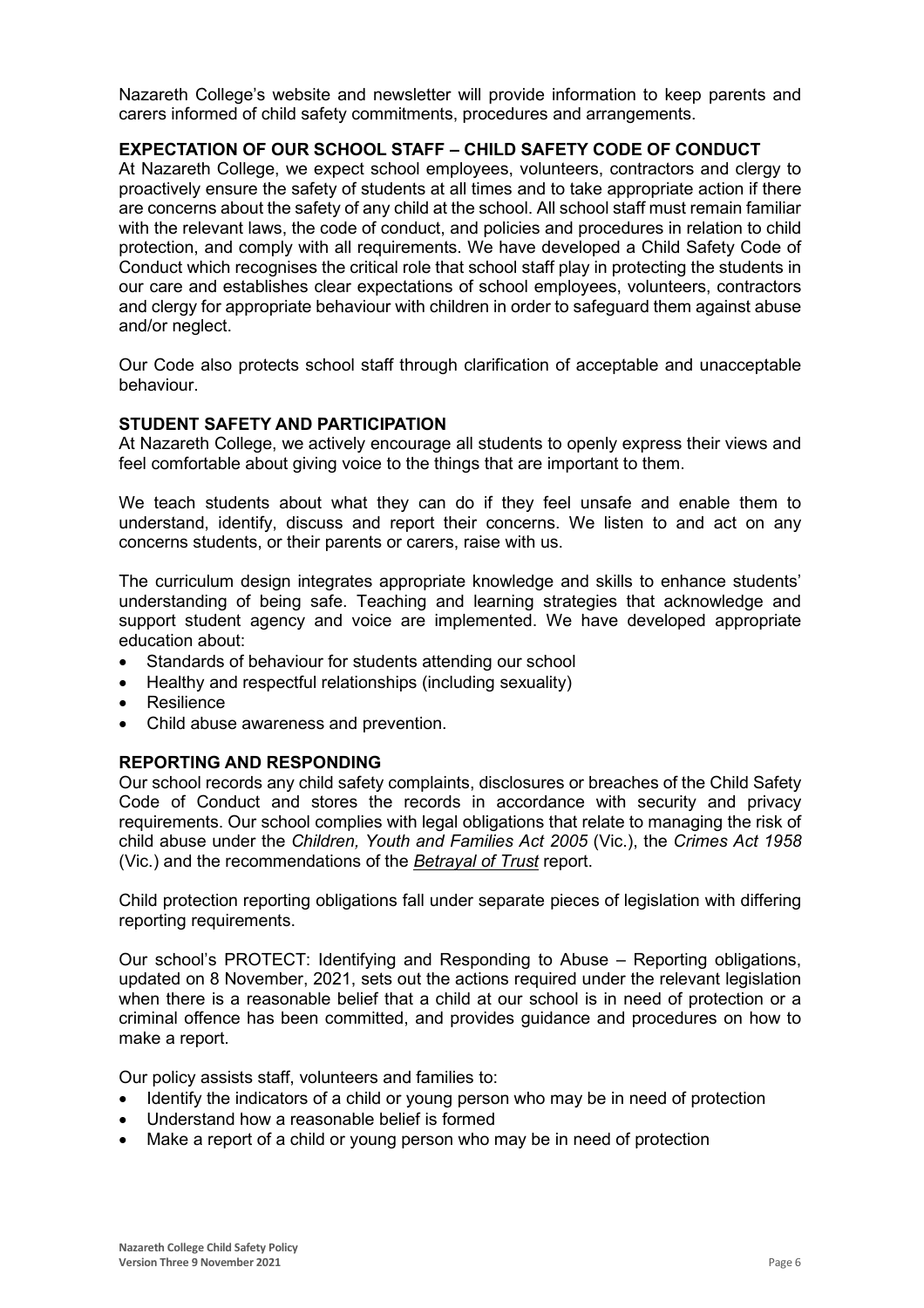Nazareth College's website and newsletter will provide information to keep parents and carers informed of child safety commitments, procedures and arrangements.

## EXPECTATION OF OUR SCHOOL STAFF – CHILD SAFETY CODE OF CONDUCT

At Nazareth College, we expect school employees, volunteers, contractors and clergy to proactively ensure the safety of students at all times and to take appropriate action if there are concerns about the safety of any child at the school. All school staff must remain familiar with the relevant laws, the code of conduct, and policies and procedures in relation to child protection, and comply with all requirements. We have developed a Child Safety Code of Conduct which recognises the critical role that school staff play in protecting the students in our care and establishes clear expectations of school employees, volunteers, contractors and clergy for appropriate behaviour with children in order to safeguard them against abuse and/or neglect.

Our Code also protects school staff through clarification of acceptable and unacceptable behaviour.

## STUDENT SAFETY AND PARTICIPATION

At Nazareth College, we actively encourage all students to openly express their views and feel comfortable about giving voice to the things that are important to them.

We teach students about what they can do if they feel unsafe and enable them to understand, identify, discuss and report their concerns. We listen to and act on any concerns students, or their parents or carers, raise with us.

The curriculum design integrates appropriate knowledge and skills to enhance students' understanding of being safe. Teaching and learning strategies that acknowledge and support student agency and voice are implemented. We have developed appropriate education about:

- Standards of behaviour for students attending our school
- Healthy and respectful relationships (including sexuality)
- Resilience
- Child abuse awareness and prevention.

## REPORTING AND RESPONDING

Our school records any child safety complaints, disclosures or breaches of the Child Safety Code of Conduct and stores the records in accordance with security and privacy requirements. Our school complies with legal obligations that relate to managing the risk of child abuse under the *Children, Youth and Families Act 2005* (Vic.), the *Crimes Act 1958* (Vic.) and the recommendations of the ***Betrayal of Trust*** report.

Child protection reporting obligations fall under separate pieces of legislation with differing reporting requirements.

Our school's PROTECT: Identifying and Responding to Abuse – Reporting obligations, updated on 8 November, 2021, sets out the actions required under the relevant legislation when there is a reasonable belief that a child at our school is in need of protection or a criminal offence has been committed, and provides guidance and procedures on how to make a report.

Our policy assists staff, volunteers and families to:

- Identify the indicators of a child or young person who may be in need of protection
- Understand how a reasonable belief is formed
- Make a report of a child or young person who may be in need of protection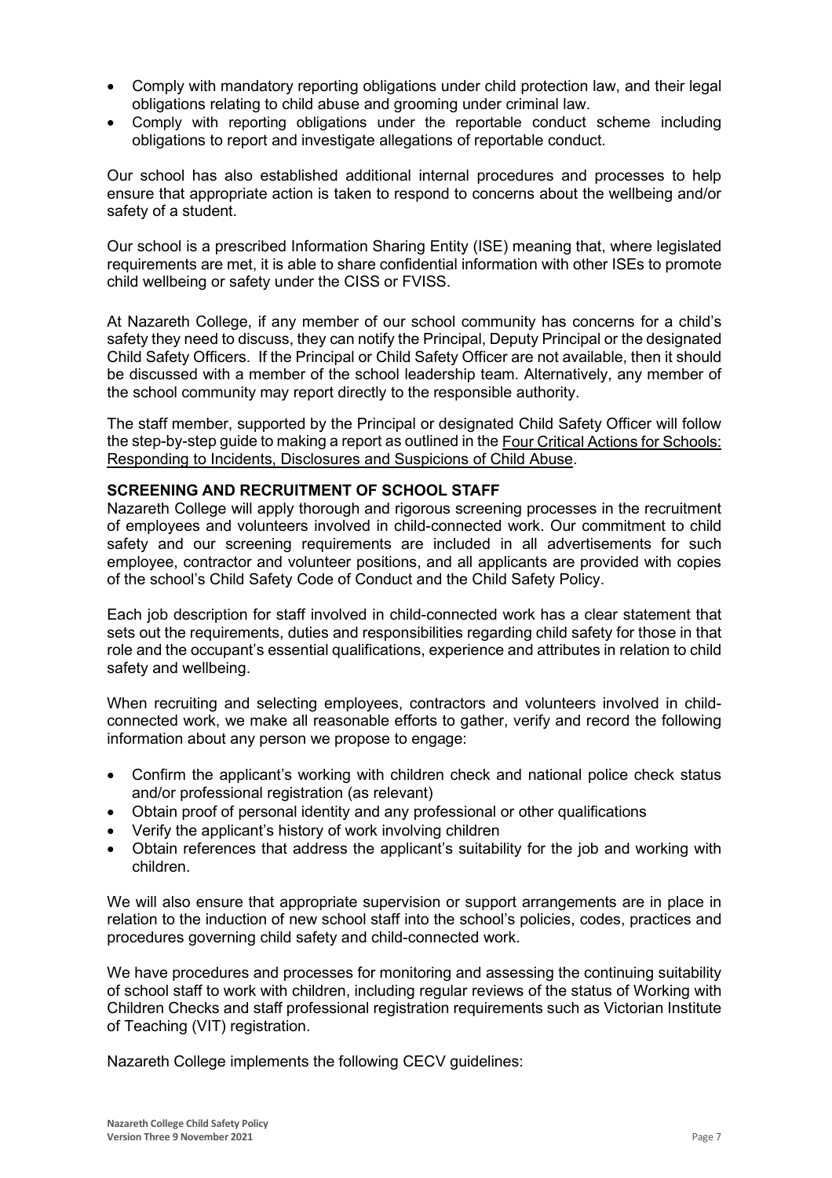- Comply with mandatory reporting obligations under child protection law, and their legal obligations relating to child abuse and grooming under criminal law.
- Comply with reporting obligations under the reportable conduct scheme including obligations to report and investigate allegations of reportable conduct.

Our school has also established additional internal procedures and processes to help ensure that appropriate action is taken to respond to concerns about the wellbeing and/or safety of a student.

Our school is a prescribed Information Sharing Entity (ISE) meaning that, where legislated requirements are met, it is able to share confidential information with other ISEs to promote child wellbeing or safety under the CISS or FVISS.

At Nazareth College, if any member of our school community has concerns for a child's safety they need to discuss, they can notify the Principal, Deputy Principal or the designated Child Safety Officers. If the Principal or Child Safety Officer are not available, then it should be discussed with a member of the school leadership team. Alternatively, any member of the school community may report directly to the responsible authority.

The staff member, supported by the Principal or designated Child Safety Officer will follow the step-by-step guide to making a report as outlined in the Four Critical Actions for Schools: Responding to Incidents, Disclosures and Suspicions of Child Abuse.

**SCREENING AND RECRUITMENT OF SCHOOL STAFF**

Nazareth College will apply thorough and rigorous screening processes in the recruitment of employees and volunteers involved in child-connected work. Our commitment to child safety and our screening requirements are included in all advertisements for such employee, contractor and volunteer positions, and all applicants are provided with copies of the school's Child Safety Code of Conduct and the Child Safety Policy.

Each job description for staff involved in child-connected work has a clear statement that sets out the requirements, duties and responsibilities regarding child safety for those in that role and the occupant's essential qualifications, experience and attributes in relation to child safety and wellbeing.

When recruiting and selecting employees, contractors and volunteers involved in child-connected work, we make all reasonable efforts to gather, verify and record the following information about any person we propose to engage:

- Confirm the applicant's working with children check and national police check status and/or professional registration (as relevant)
- Obtain proof of personal identity and any professional or other qualifications
- Verify the applicant's history of work involving children
- Obtain references that address the applicant's suitability for the job and working with children.

We will also ensure that appropriate supervision or support arrangements are in place in relation to the induction of new school staff into the school's policies, codes, practices and procedures governing child safety and child-connected work.

We have procedures and processes for monitoring and assessing the continuing suitability of school staff to work with children, including regular reviews of the status of Working with Children Checks and staff professional registration requirements such as Victorian Institute of Teaching (VIT) registration.

Nazareth College implements the following CECV guidelines: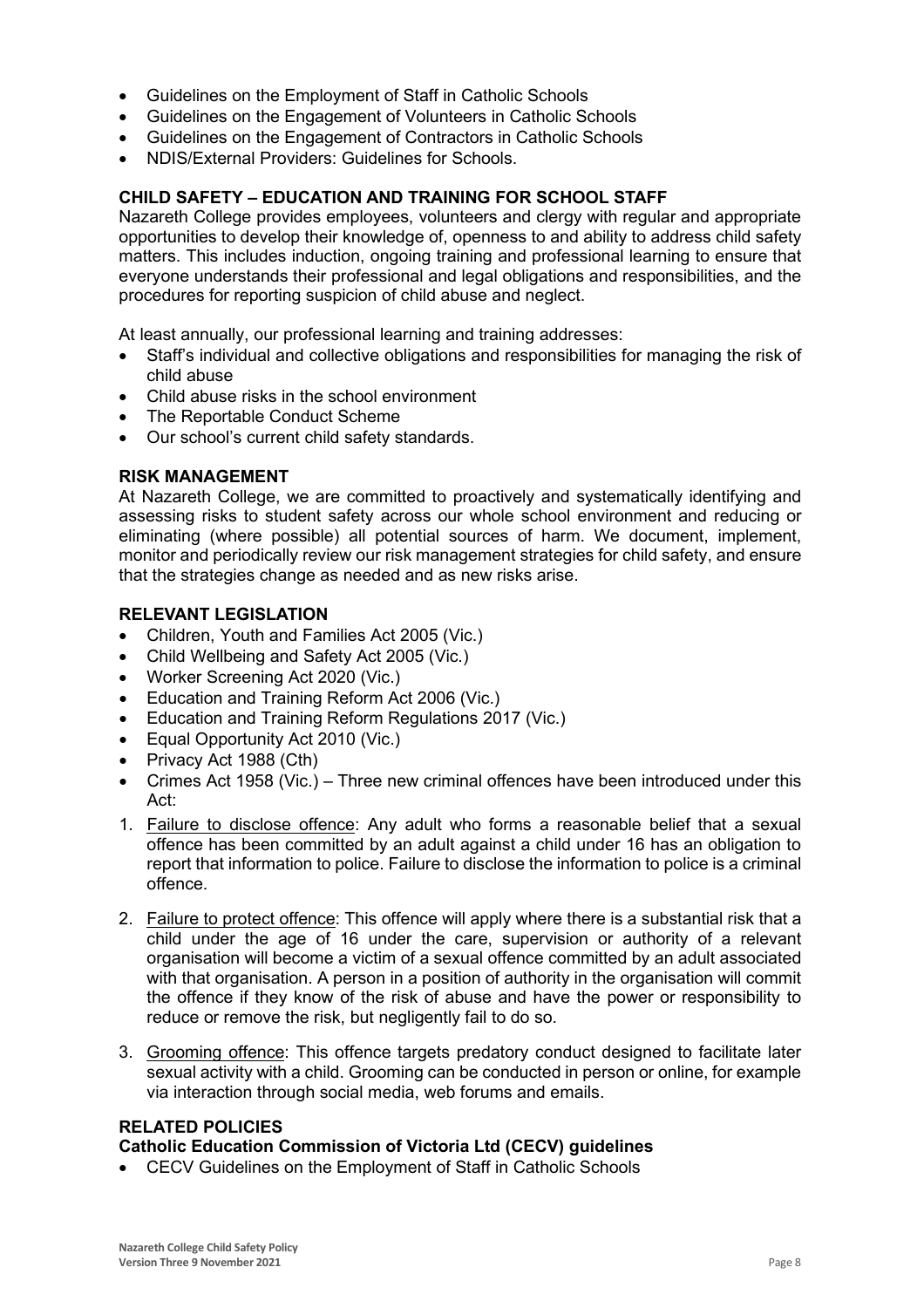- Guidelines on the Employment of Staff in Catholic Schools
- Guidelines on the Engagement of Volunteers in Catholic Schools
- Guidelines on the Engagement of Contractors in Catholic Schools
- NDIS/External Providers: Guidelines for Schools.

### CHILD SAFETY – EDUCATION AND TRAINING FOR SCHOOL STAFF

Nazareth College provides employees, volunteers and clergy with regular and appropriate opportunities to develop their knowledge of, openness to and ability to address child safety matters. This includes induction, ongoing training and professional learning to ensure that everyone understands their professional and legal obligations and responsibilities, and the procedures for reporting suspicion of child abuse and neglect.

At least annually, our professional learning and training addresses:

- Staff's individual and collective obligations and responsibilities for managing the risk of child abuse
- Child abuse risks in the school environment
- The Reportable Conduct Scheme
- Our school's current child safety standards.

### RISK MANAGEMENT

At Nazareth College, we are committed to proactively and systematically identifying and assessing risks to student safety across our whole school environment and reducing or eliminating (where possible) all potential sources of harm. We document, implement, monitor and periodically review our risk management strategies for child safety, and ensure that the strategies change as needed and as new risks arise.

### RELEVANT LEGISLATION

- Children, Youth and Families Act 2005 (Vic.)
- Child Wellbeing and Safety Act 2005 (Vic.)
- Worker Screening Act 2020 (Vic.)
- Education and Training Reform Act 2006 (Vic.)
- Education and Training Reform Regulations 2017 (Vic.)
- Equal Opportunity Act 2010 (Vic.)
- Privacy Act 1988 (Cth)
- Crimes Act 1958 (Vic.) – Three new criminal offences have been introduced under this Act:

1. Failure to disclose offence: Any adult who forms a reasonable belief that a sexual offence has been committed by an adult against a child under 16 has an obligation to report that information to police. Failure to disclose the information to police is a criminal offence.

2. Failure to protect offence: This offence will apply where there is a substantial risk that a child under the age of 16 under the care, supervision or authority of a relevant organisation will become a victim of a sexual offence committed by an adult associated with that organisation. A person in a position of authority in the organisation will commit the offence if they know of the risk of abuse and have the power or responsibility to reduce or remove the risk, but negligently fail to do so.

3. Grooming offence: This offence targets predatory conduct designed to facilitate later sexual activity with a child. Grooming can be conducted in person or online, for example via interaction through social media, web forums and emails.

### RELATED POLICIES

#### Catholic Education Commission of Victoria Ltd (CECV) guidelines

- CECV Guidelines on the Employment of Staff in Catholic Schools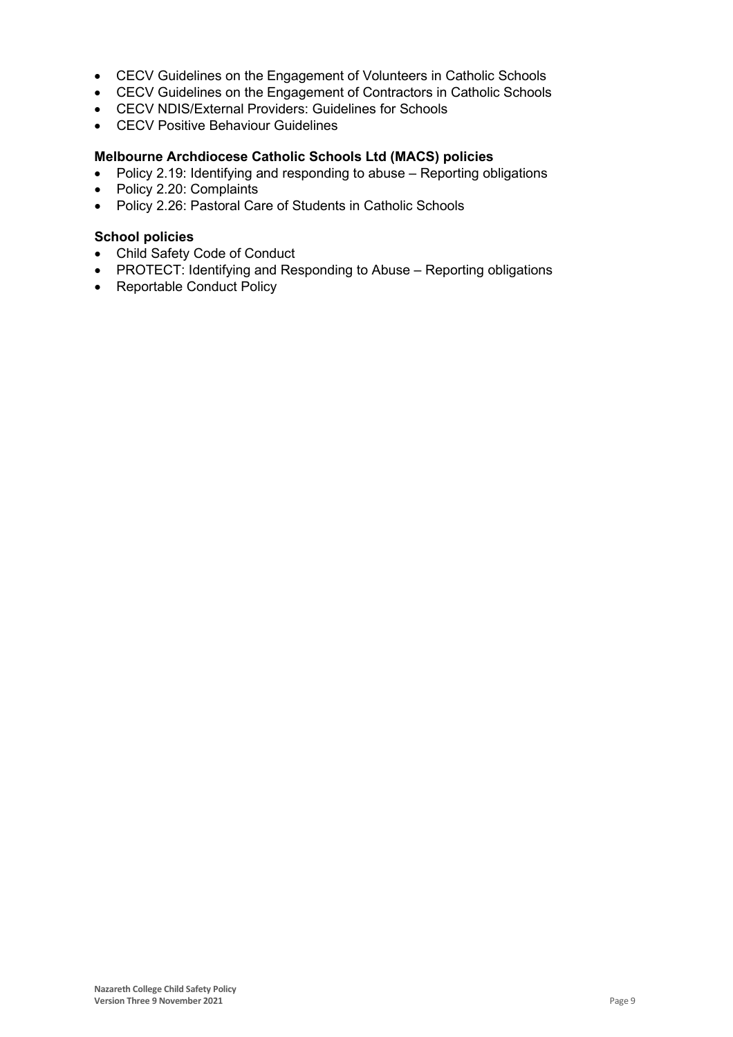- CECV Guidelines on the Engagement of Volunteers in Catholic Schools
- CECV Guidelines on the Engagement of Contractors in Catholic Schools
- CECV NDIS/External Providers: Guidelines for Schools
- CECV Positive Behaviour Guidelines

**Melbourne Archdiocese Catholic Schools Ltd (MACS) policies**

- Policy 2.19: Identifying and responding to abuse – Reporting obligations
- Policy 2.20: Complaints
- Policy 2.26: Pastoral Care of Students in Catholic Schools

**School policies**

- Child Safety Code of Conduct
- PROTECT: Identifying and Responding to Abuse – Reporting obligations
- Reportable Conduct Policy